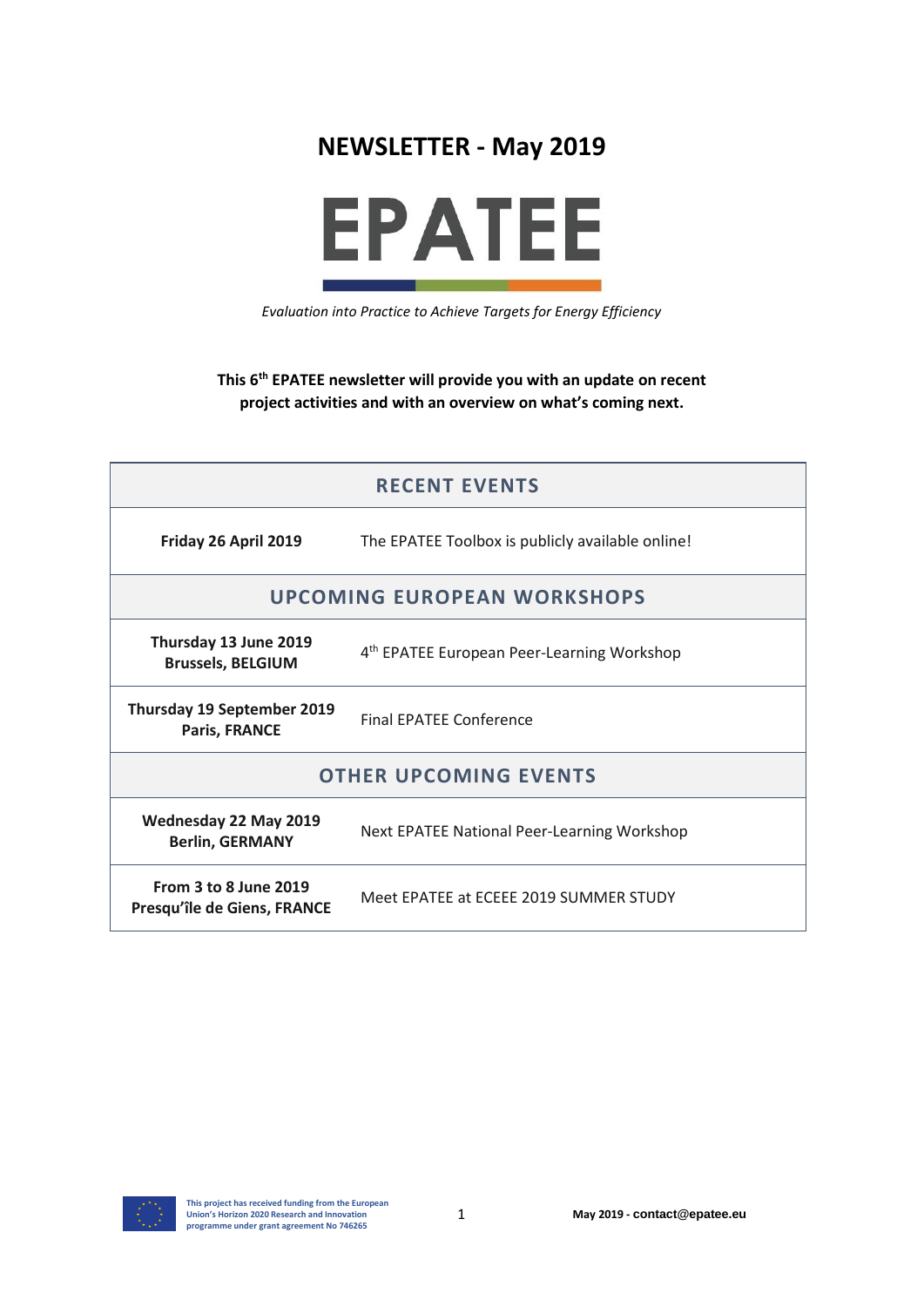# NEWSLETTER - May 2019

# EPATEE

*Evaluation into Practice to Achieve Targets for Energy Efficiency*

**This 6th EPATEE newsletter will provide you with an update on recent project activities and with an overview on what's coming next.**

| RECENT EVENTS | |
|---|---|
| **Friday 26 April 2019** | The EPATEE Toolbox is publicly available online! |
| **UPCOMING EUROPEAN WORKSHOPS** | |
| **Thursday 13 June 2019 Brussels, BELGIUM** | 4th EPATEE European Peer-Learning Workshop |
| **Thursday 19 September 2019 Paris, FRANCE** | Final EPATEE Conference |
| **OTHER UPCOMING EVENTS** | |
| **Wednesday 22 May 2019 Berlin, GERMANY** | Next EPATEE National Peer-Learning Workshop |
| **From 3 to 8 June 2019 Presqu'île de Giens, FRANCE** | Meet EPATEE at ECEEE 2019 SUMMER STUDY |

This project has received funding from the European Union's Horizon 2020 Research and Innovation programme under grant agreement No 746265

May 2019 - contact@epatee.eu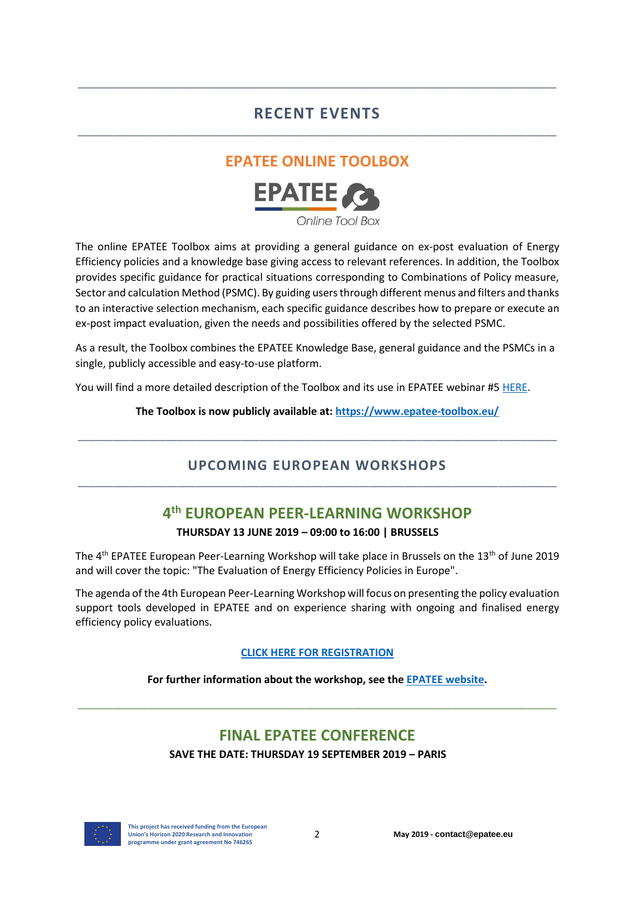## RECENT EVENTS

### EPATEE ONLINE TOOLBOX

The online EPATEE Toolbox aims at providing a general guidance on ex-post evaluation of Energy Efficiency policies and a knowledge base giving access to relevant references. In addition, the Toolbox provides specific guidance for practical situations corresponding to Combinations of Policy measure, Sector and calculation Method (PSMC). By guiding users through different menus and filters and thanks to an interactive selection mechanism, each specific guidance describes how to prepare or execute an ex-post impact evaluation, given the needs and possibilities offered by the selected PSMC.

As a result, the Toolbox combines the EPATEE Knowledge Base, general guidance and the PSMCs in a single, publicly accessible and easy-to-use platform.

You will find a more detailed description of the Toolbox and its use in EPATEE webinar #5 HERE.

**The Toolbox is now publicly available at: https://www.epatee-toolbox.eu/**

## UPCOMING EUROPEAN WORKSHOPS

### 4th EUROPEAN PEER-LEARNING WORKSHOP

**THURSDAY 13 JUNE 2019 – 09:00 to 16:00 | BRUSSELS**

The 4th EPATEE European Peer-Learning Workshop will take place in Brussels on the 13th of June 2019 and will cover the topic: "The Evaluation of Energy Efficiency Policies in Europe".

The agenda of the 4th European Peer-Learning Workshop will focus on presenting the policy evaluation support tools developed in EPATEE and on experience sharing with ongoing and finalised energy efficiency policy evaluations.

**CLICK HERE FOR REGISTRATION**

**For further information about the workshop, see the EPATEE website.**

### FINAL EPATEE CONFERENCE

**SAVE THE DATE: THURSDAY 19 SEPTEMBER 2019 – PARIS**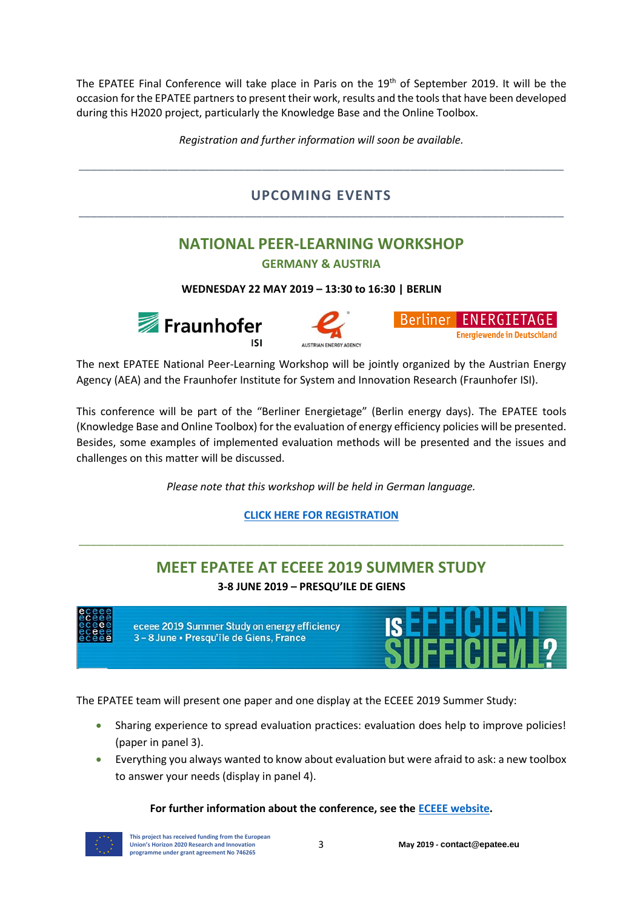The EPATEE Final Conference will take place in Paris on the 19th of September 2019. It will be the occasion for the EPATEE partners to present their work, results and the tools that have been developed during this H2020 project, particularly the Knowledge Base and the Online Toolbox.

*Registration and further information will soon be available.*

---

## UPCOMING EVENTS

---

## NATIONAL PEER-LEARNING WORKSHOP

### GERMANY & AUSTRIA

**WEDNESDAY 22 MAY 2019 – 13:30 to 16:30 | BERLIN**

The next EPATEE National Peer-Learning Workshop will be jointly organized by the Austrian Energy Agency (AEA) and the Fraunhofer Institute for System and Innovation Research (Fraunhofer ISI).

This conference will be part of the "Berliner Energietage" (Berlin energy days). The EPATEE tools (Knowledge Base and Online Toolbox) for the evaluation of energy efficiency policies will be presented. Besides, some examples of implemented evaluation methods will be presented and the issues and challenges on this matter will be discussed.

*Please note that this workshop will be held in German language.*

**CLICK HERE FOR REGISTRATION**

---

## MEET EPATEE AT ECEEE 2019 SUMMER STUDY

**3-8 JUNE 2019 – PRESQU'ILE DE GIENS**

The EPATEE team will present one paper and one display at the ECEEE 2019 Summer Study:

- Sharing experience to spread evaluation practices: evaluation does help to improve policies! (paper in panel 3).
- Everything you always wanted to know about evaluation but were afraid to ask: a new toolbox to answer your needs (display in panel 4).

**For further information about the conference, see the ECEEE website.**

This project has received funding from the European Union's Horizon 2020 Research and Innovation programme under grant agreement No 746265

May 2019 - contact@epatee.eu